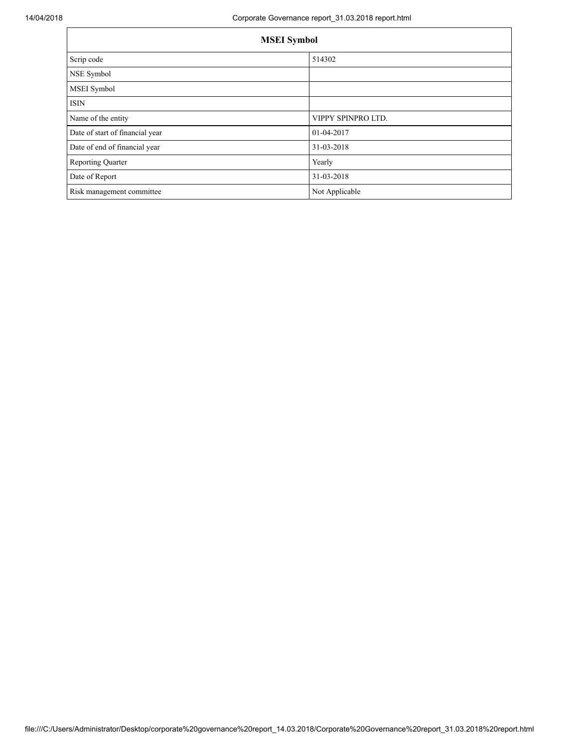| MSEI Symbol | |
|---|---|
| Scrip code | 514302 |
| NSE Symbol | |
| MSEI Symbol | |
| ISIN | |
| Name of the entity | VIPPY SPINPRO LTD. |
| Date of start of financial year | 01-04-2017 |
| Date of end of financial year | 31-03-2018 |
| Reporting Quarter | Yearly |
| Date of Report | 31-03-2018 |
| Risk management committee | Not Applicable |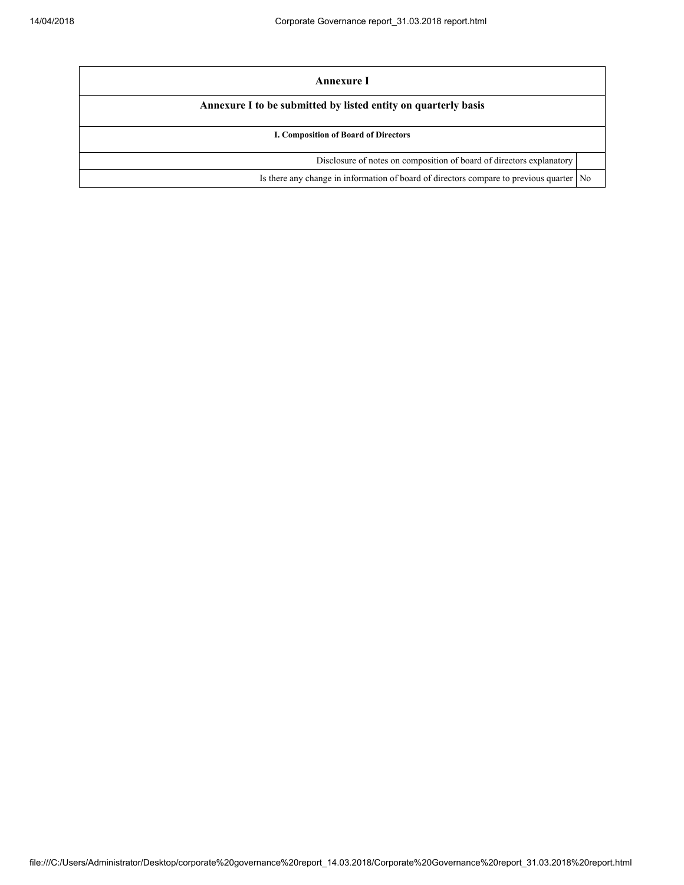| Annexure I | |
| --- | --- |
| **Annexure I to be submitted by listed entity on quarterly basis** | |
| **I. Composition of Board of Directors** | |
| Disclosure of notes on composition of board of directors explanatory | |
| Is there any change in information of board of directors compare to previous quarter | No |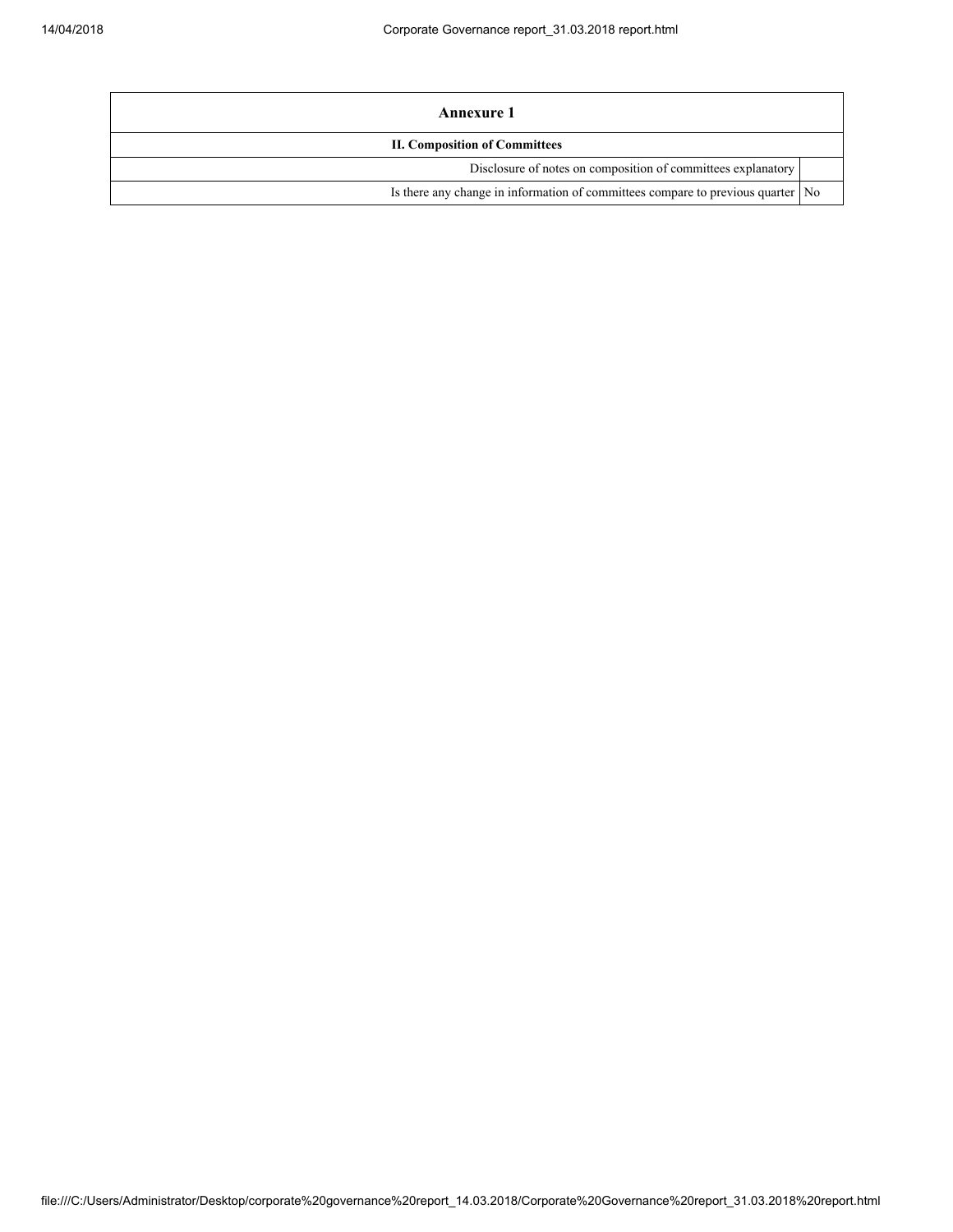| Annexure 1 | |
|---|---|
| **II. Composition of Committees** | |
| Disclosure of notes on composition of committees explanatory | |
| Is there any change in information of committees compare to previous quarter | No |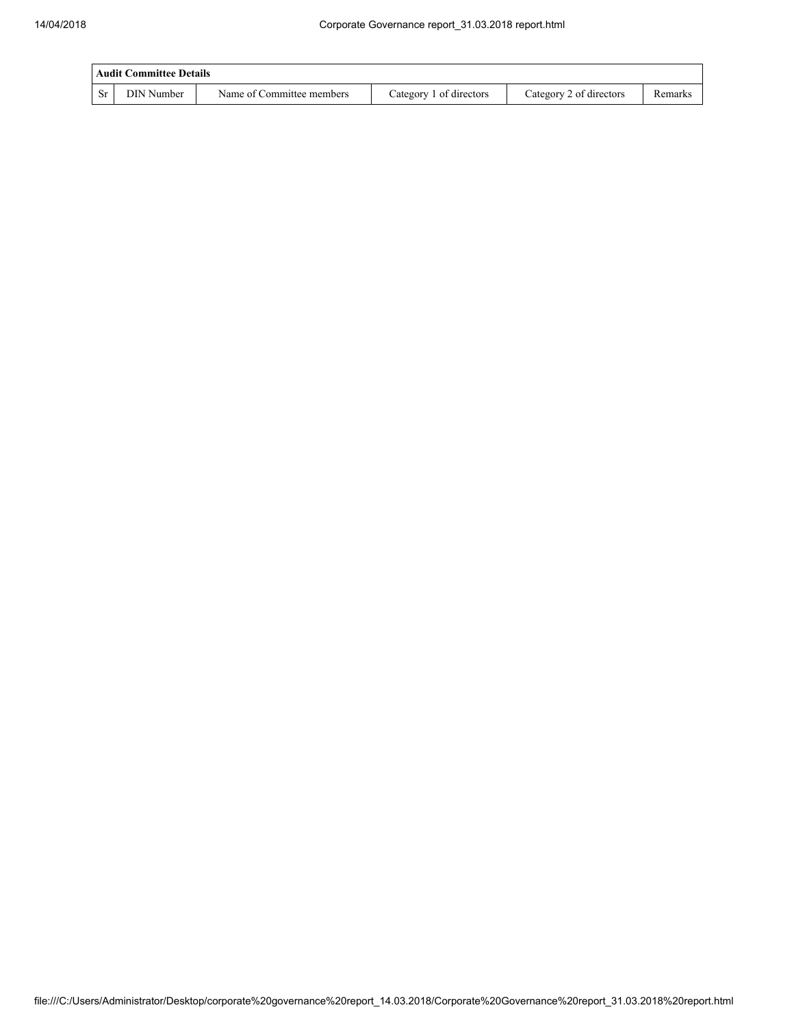| Audit Committee Details | | | | | |
|---|---|---|---|---|---|
| Sr | DIN Number | Name of Committee members | Category 1 of directors | Category 2 of directors | Remarks |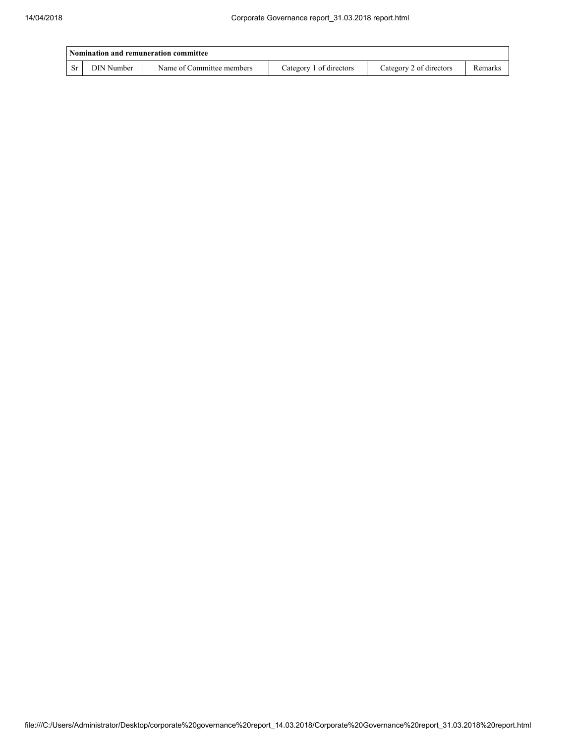| Nomination and remuneration committee | | | | | |
|---|---|---|---|---|---|
| Sr | DIN Number | Name of Committee members | Category 1 of directors | Category 2 of directors | Remarks |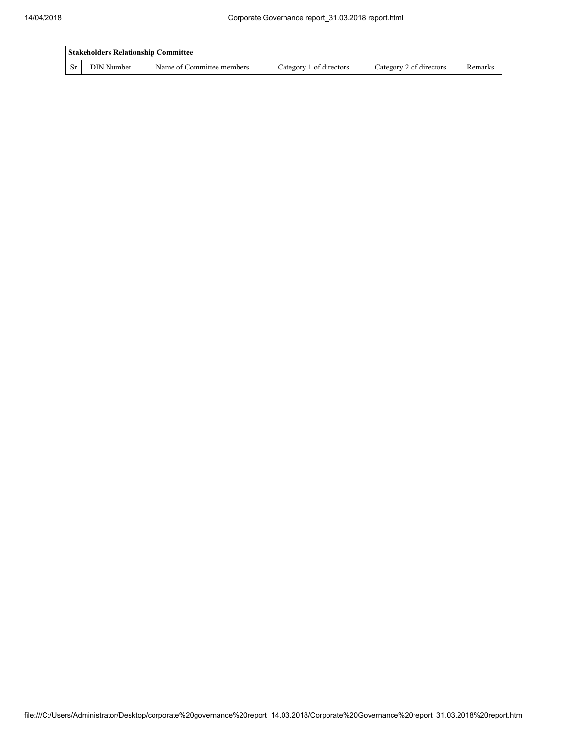| Stakeholders Relationship Committee | | | | | |
|---|---|---|---|---|---|
| Sr | DIN Number | Name of Committee members | Category 1 of directors | Category 2 of directors | Remarks |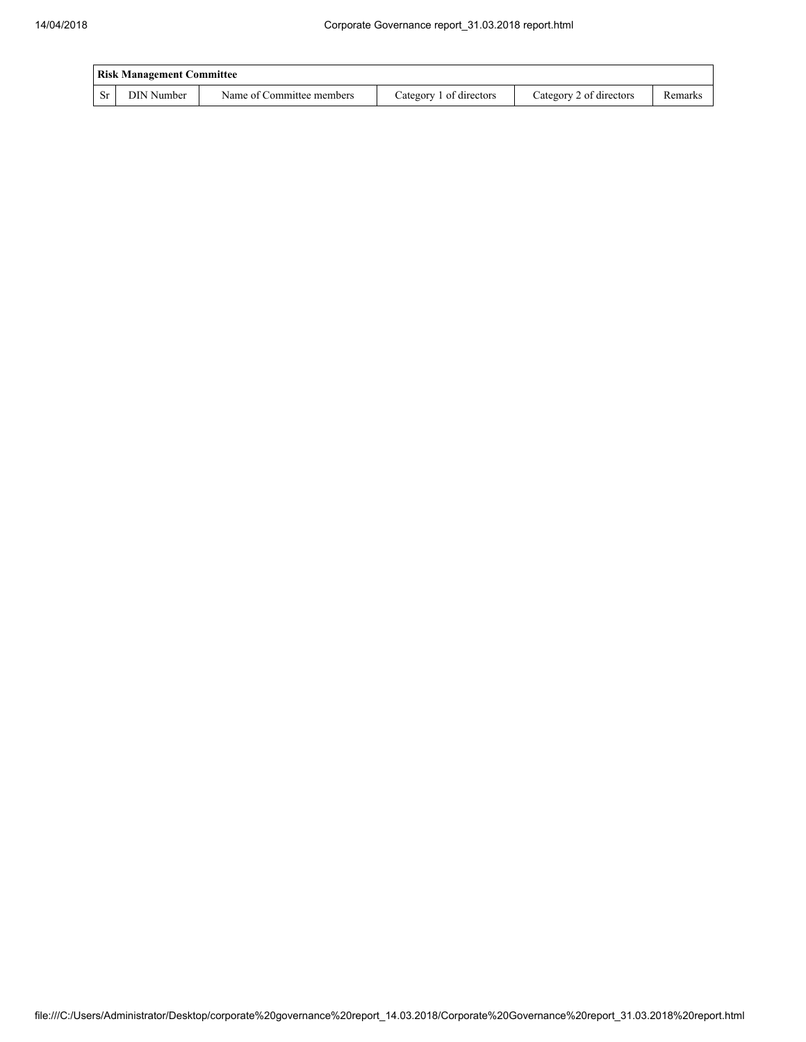| Risk Management Committee | | | | | |
|---|---|---|---|---|---|
| Sr | DIN Number | Name of Committee members | Category 1 of directors | Category 2 of directors | Remarks |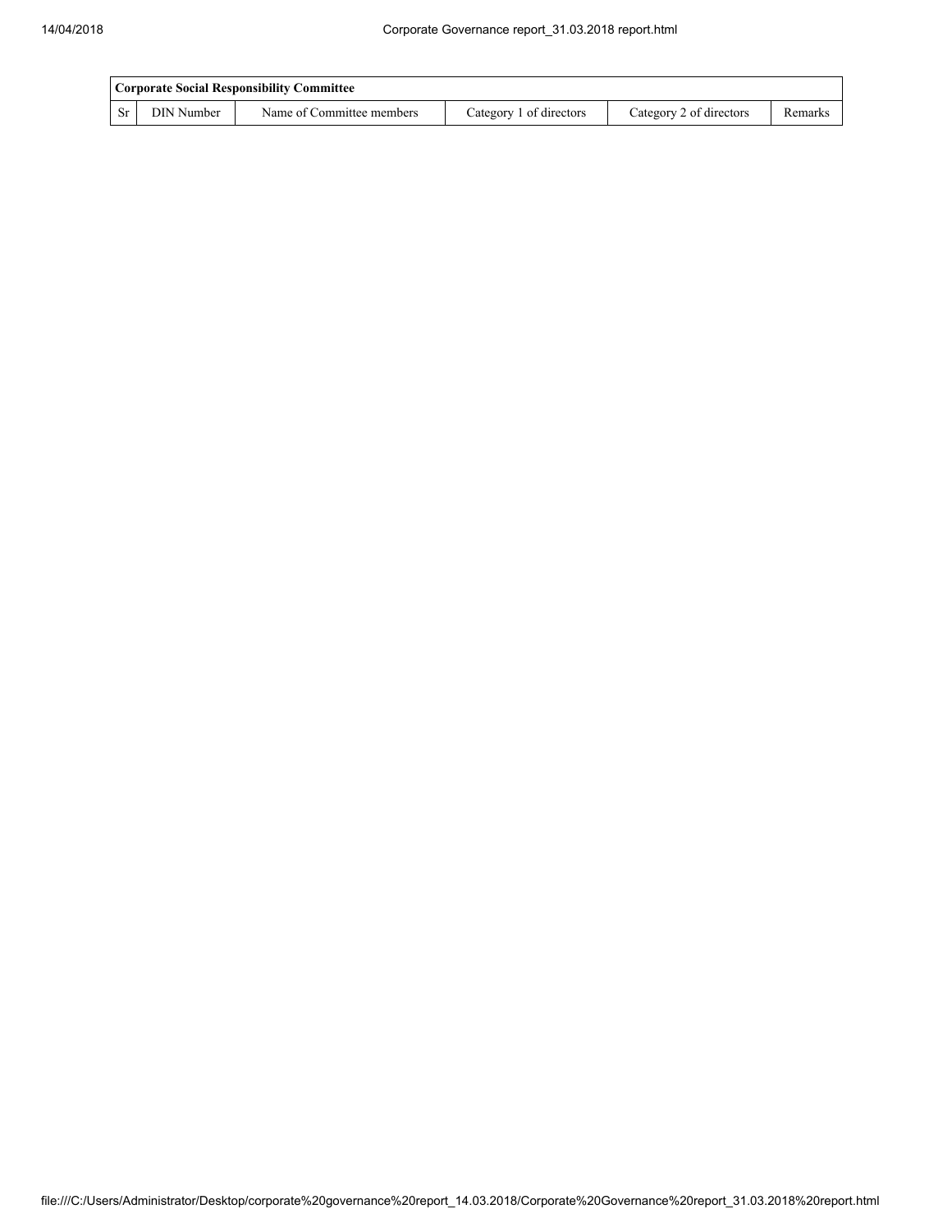| Corporate Social Responsibility Committee | | | | | |
|---|---|---|---|---|---|
| Sr | DIN Number | Name of Committee members | Category 1 of directors | Category 2 of directors | Remarks |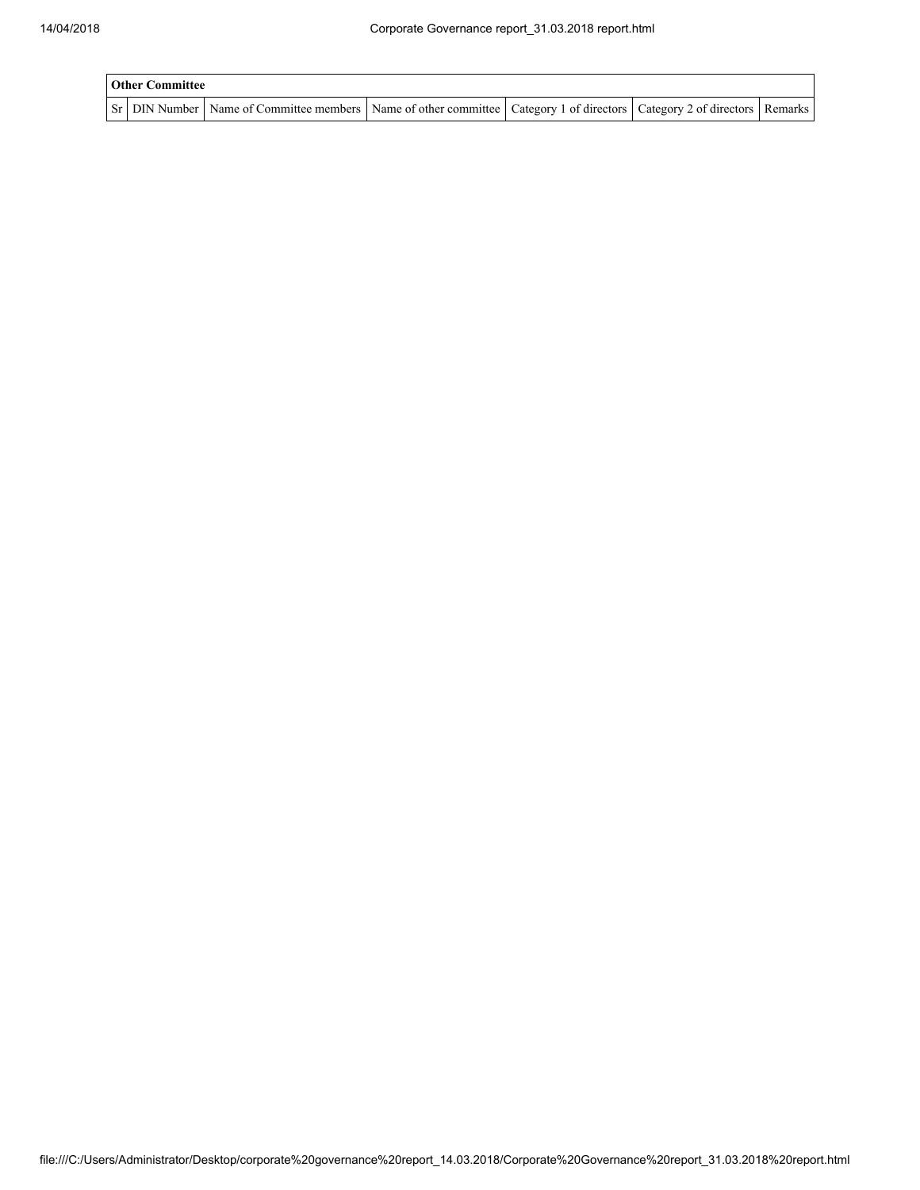| Other Committee | | | | | | |
|---|---|---|---|---|---|---|
| Sr | DIN Number | Name of Committee members | Name of other committee | Category 1 of directors | Category 2 of directors | Remarks |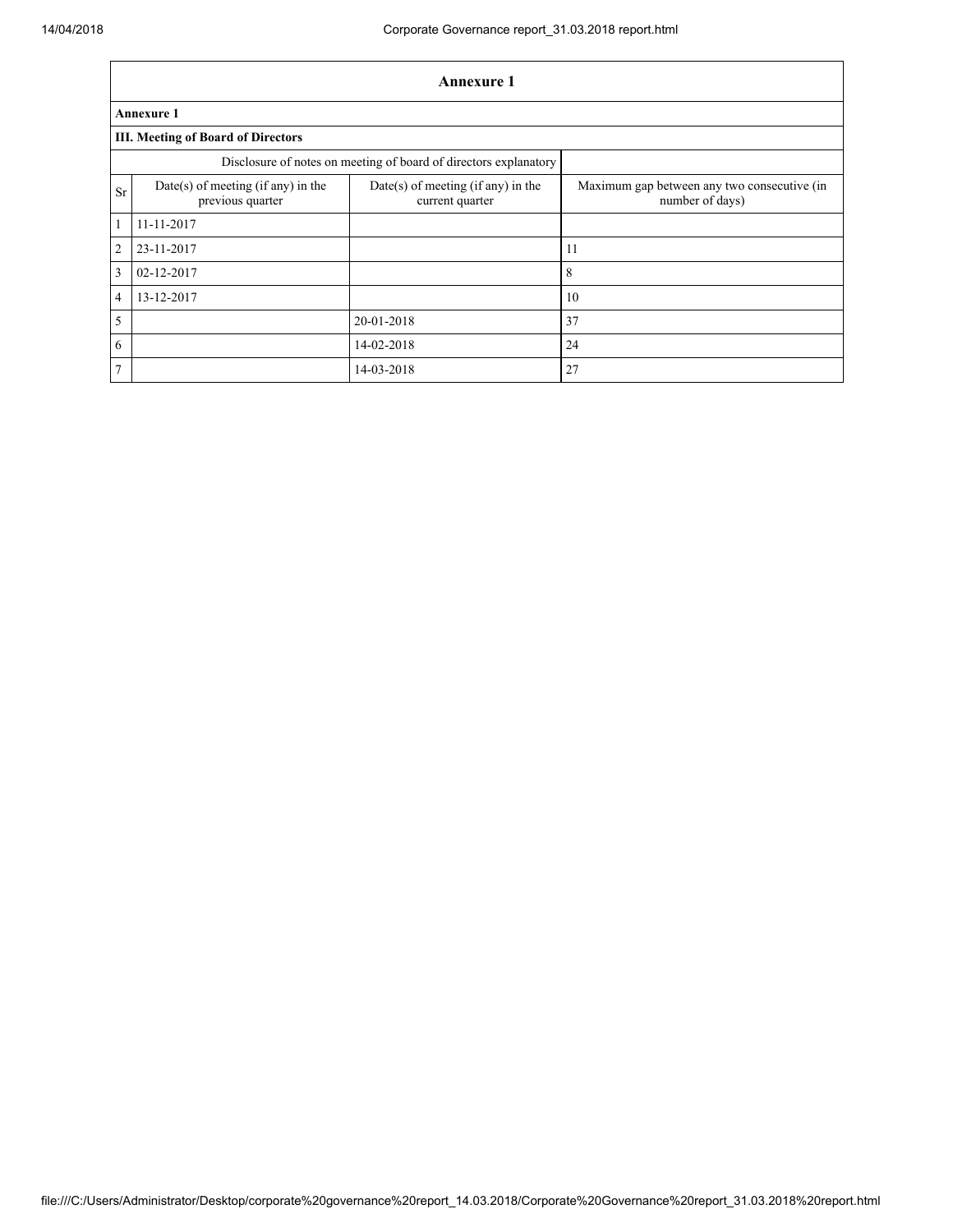# Annexure 1

**Annexure 1**

**III. Meeting of Board of Directors**

| Disclosure of notes on meeting of board of directors explanatory | | | |
|---|---|---|---|
| Sr | Date(s) of meeting (if any) in the previous quarter | Date(s) of meeting (if any) in the current quarter | Maximum gap between any two consecutive (in number of days) |
| 1 | 11-11-2017 | | |
| 2 | 23-11-2017 | | 11 |
| 3 | 02-12-2017 | | 8 |
| 4 | 13-12-2017 | | 10 |
| 5 | | 20-01-2018 | 37 |
| 6 | | 14-02-2018 | 24 |
| 7 | | 14-03-2018 | 27 |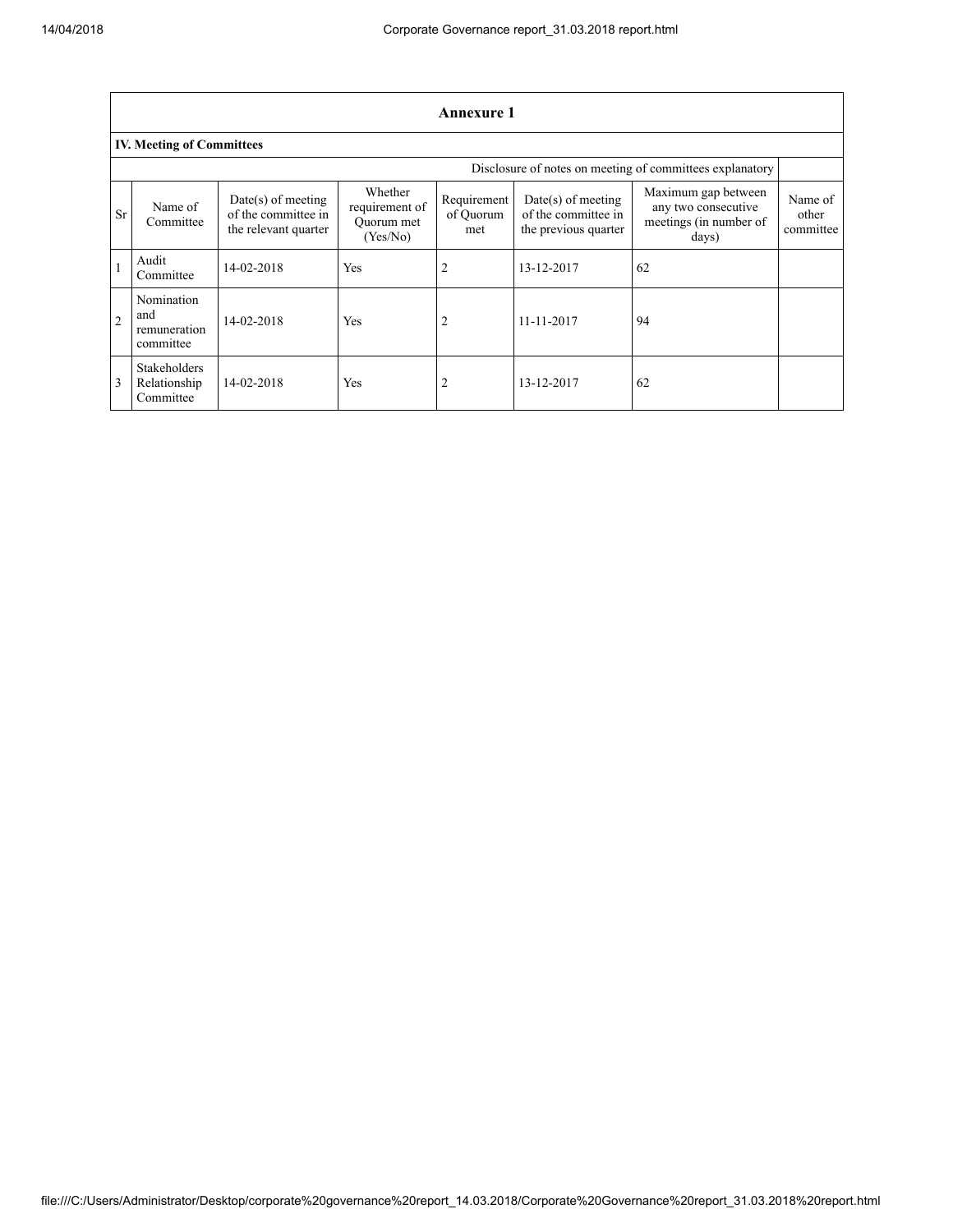| Annexure 1 | | | | | | | |
|---|---|---|---|---|---|---|---|
| **IV. Meeting of Committees** | | | | | | | |
| Disclosure of notes on meeting of committees explanatory | | | | | | | |
| Sr | Name of Committee | Date(s) of meeting of the committee in the relevant quarter | Whether requirement of Quorum met (Yes/No) | Requirement of Quorum met | Date(s) of meeting of the committee in the previous quarter | Maximum gap between any two consecutive meetings (in number of days) | Name of other committee |
| 1 | Audit Committee | 14-02-2018 | Yes | 2 | 13-12-2017 | 62 | |
| 2 | Nomination and remuneration committee | 14-02-2018 | Yes | 2 | 11-11-2017 | 94 | |
| 3 | Stakeholders Relationship Committee | 14-02-2018 | Yes | 2 | 13-12-2017 | 62 | |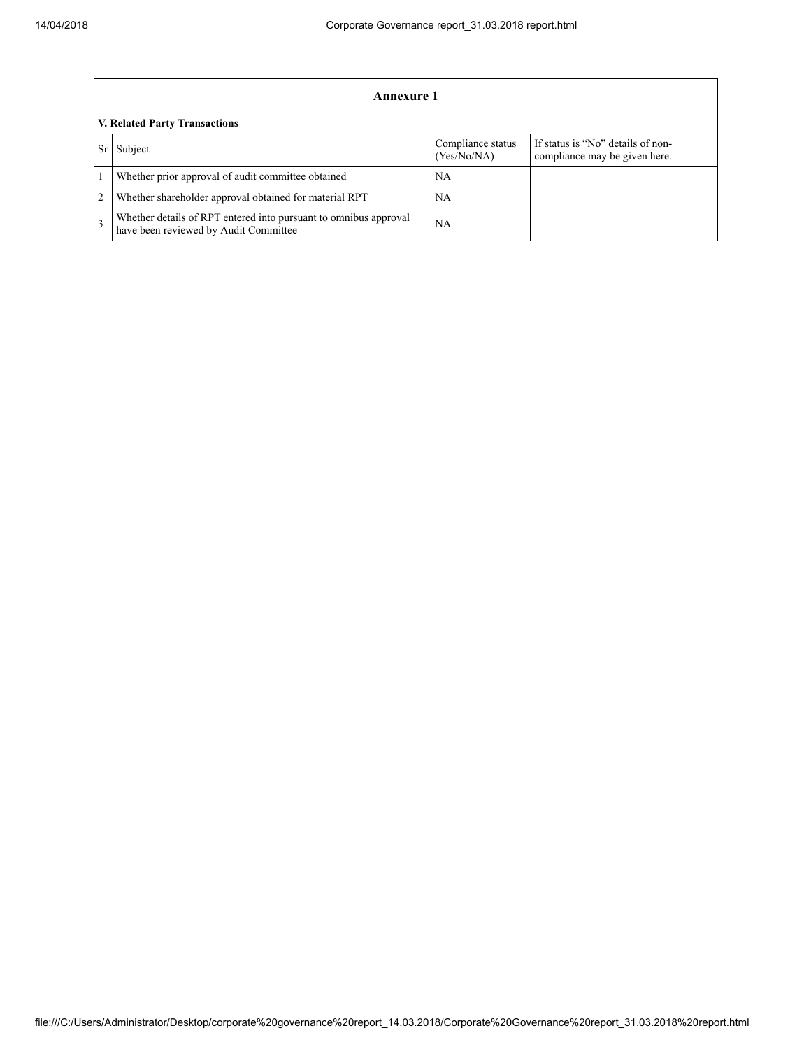## Annexure 1

### V. Related Party Transactions

| Sr | Subject | Compliance status (Yes/No/NA) | If status is "No" details of non-compliance may be given here. |
|---|---|---|---|
| 1 | Whether prior approval of audit committee obtained | NA | |
| 2 | Whether shareholder approval obtained for material RPT | NA | |
| 3 | Whether details of RPT entered into pursuant to omnibus approval have been reviewed by Audit Committee | NA | |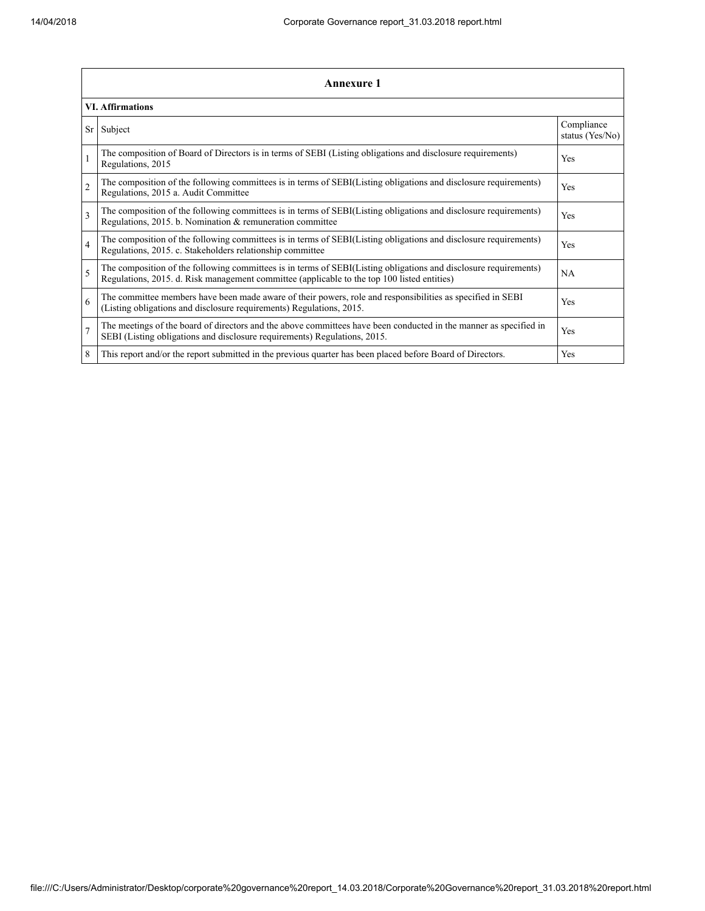## Annexure 1

### VI. Affirmations

| Sr | Subject | Compliance status (Yes/No) |
|---|---|---|
| 1 | The composition of Board of Directors is in terms of SEBI (Listing obligations and disclosure requirements) Regulations, 2015 | Yes |
| 2 | The composition of the following committees is in terms of SEBI(Listing obligations and disclosure requirements) Regulations, 2015 a. Audit Committee | Yes |
| 3 | The composition of the following committees is in terms of SEBI(Listing obligations and disclosure requirements) Regulations, 2015. b. Nomination & remuneration committee | Yes |
| 4 | The composition of the following committees is in terms of SEBI(Listing obligations and disclosure requirements) Regulations, 2015. c. Stakeholders relationship committee | Yes |
| 5 | The composition of the following committees is in terms of SEBI(Listing obligations and disclosure requirements) Regulations, 2015. d. Risk management committee (applicable to the top 100 listed entities) | NA |
| 6 | The committee members have been made aware of their powers, role and responsibilities as specified in SEBI (Listing obligations and disclosure requirements) Regulations, 2015. | Yes |
| 7 | The meetings of the board of directors and the above committees have been conducted in the manner as specified in SEBI (Listing obligations and disclosure requirements) Regulations, 2015. | Yes |
| 8 | This report and/or the report submitted in the previous quarter has been placed before Board of Directors. | Yes |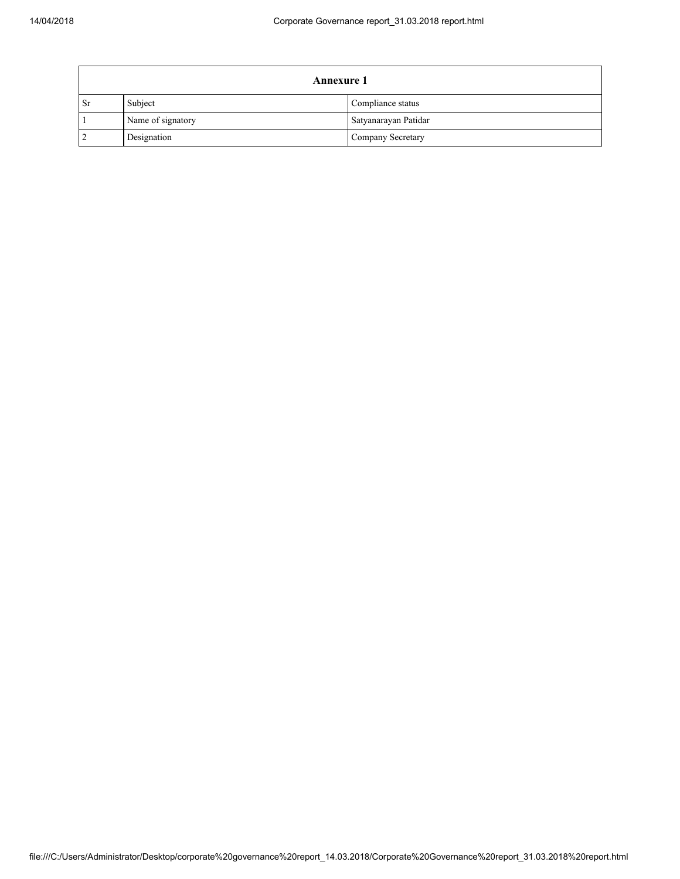| Annexure 1 | | |
|---|---|---|
| Sr | Subject | Compliance status |
| 1 | Name of signatory | Satyanarayan Patidar |
| 2 | Designation | Company Secretary |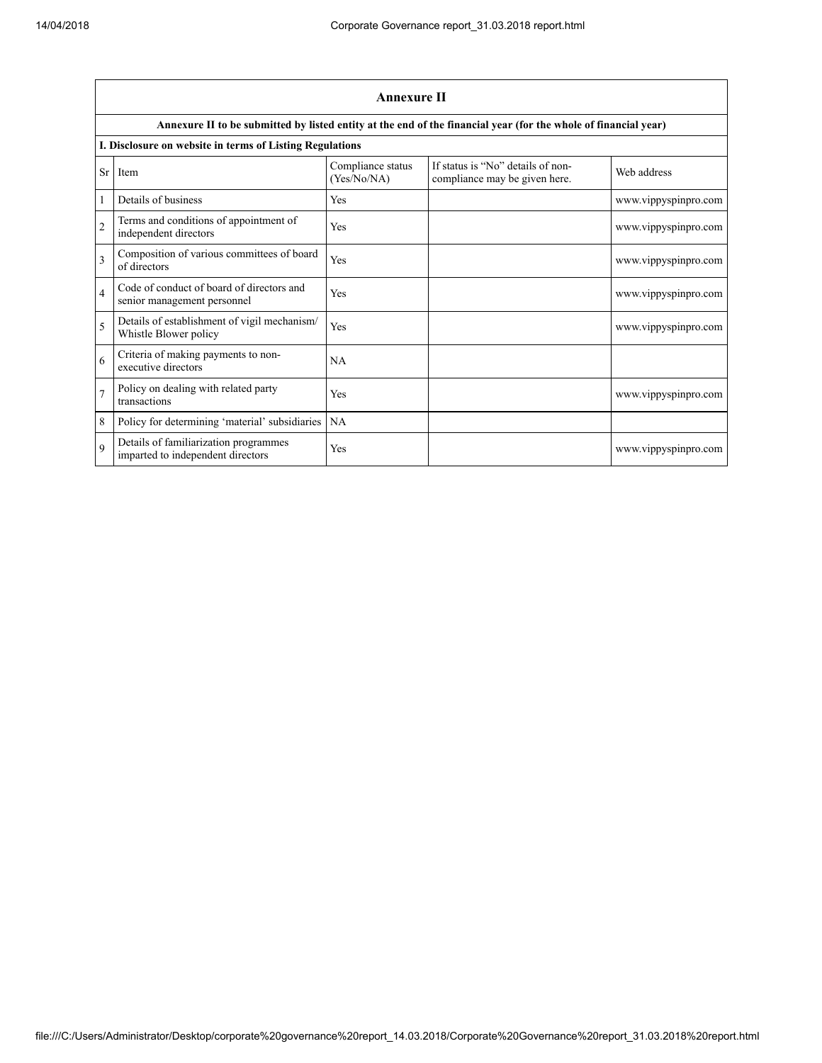## Annexure II

**Annexure II to be submitted by listed entity at the end of the financial year (for the whole of financial year)**

**I. Disclosure on website in terms of Listing Regulations**

| Sr | Item | Compliance status (Yes/No/NA) | If status is "No" details of non-compliance may be given here. | Web address |
|---|---|---|---|---|
| 1 | Details of business | Yes | | www.vippyspinpro.com |
| 2 | Terms and conditions of appointment of independent directors | Yes | | www.vippyspinpro.com |
| 3 | Composition of various committees of board of directors | Yes | | www.vippyspinpro.com |
| 4 | Code of conduct of board of directors and senior management personnel | Yes | | www.vippyspinpro.com |
| 5 | Details of establishment of vigil mechanism/ Whistle Blower policy | Yes | | www.vippyspinpro.com |
| 6 | Criteria of making payments to non-executive directors | NA | | |
| 7 | Policy on dealing with related party transactions | Yes | | www.vippyspinpro.com |
| 8 | Policy for determining 'material' subsidiaries | NA | | |
| 9 | Details of familiarization programmes imparted to independent directors | Yes | | www.vippyspinpro.com |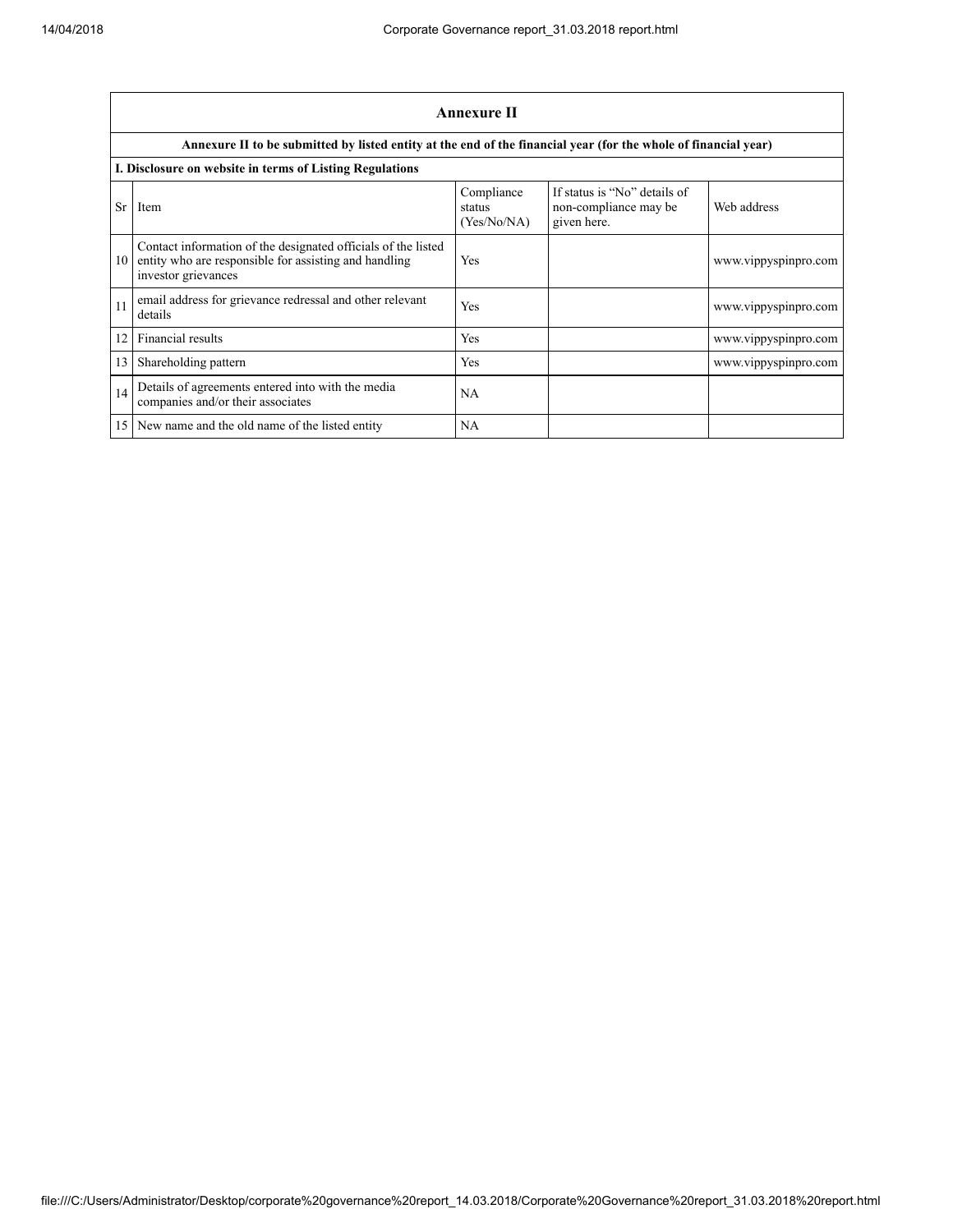| Annexure II | | | | |
|---|---|---|---|---|
| **Annexure II to be submitted by listed entity at the end of the financial year (for the whole of financial year)** | | | | |
| **I. Disclosure on website in terms of Listing Regulations** | | | | |
| Sr | Item | Compliance status (Yes/No/NA) | If status is "No" details of non-compliance may be given here. | Web address |
| 10 | Contact information of the designated officials of the listed entity who are responsible for assisting and handling investor grievances | Yes | | www.vippyspinpro.com |
| 11 | email address for grievance redressal and other relevant details | Yes | | www.vippyspinpro.com |
| 12 | Financial results | Yes | | www.vippyspinpro.com |
| 13 | Shareholding pattern | Yes | | www.vippyspinpro.com |
| 14 | Details of agreements entered into with the media companies and/or their associates | NA | | |
| 15 | New name and the old name of the listed entity | NA | | |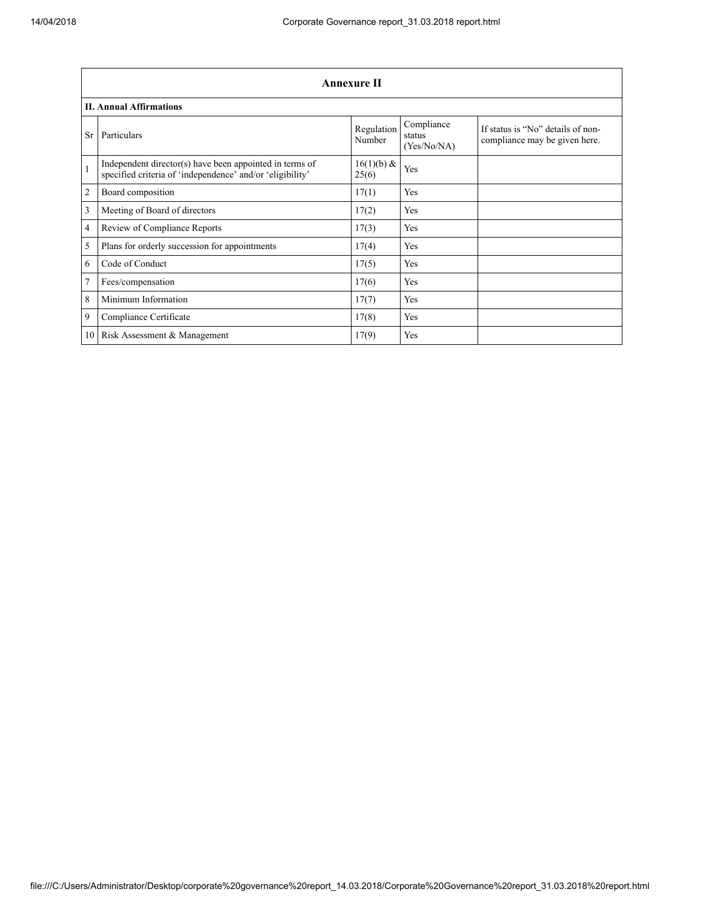## Annexure II

### II. Annual Affirmations

| Sr | Particulars | Regulation Number | Compliance status (Yes/No/NA) | If status is "No" details of non-compliance may be given here. |
|---|---|---|---|---|
| 1 | Independent director(s) have been appointed in terms of specified criteria of 'independence' and/or 'eligibility' | 16(1)(b) & 25(6) | Yes | |
| 2 | Board composition | 17(1) | Yes | |
| 3 | Meeting of Board of directors | 17(2) | Yes | |
| 4 | Review of Compliance Reports | 17(3) | Yes | |
| 5 | Plans for orderly succession for appointments | 17(4) | Yes | |
| 6 | Code of Conduct | 17(5) | Yes | |
| 7 | Fees/compensation | 17(6) | Yes | |
| 8 | Minimum Information | 17(7) | Yes | |
| 9 | Compliance Certificate | 17(8) | Yes | |
| 10 | Risk Assessment & Management | 17(9) | Yes | |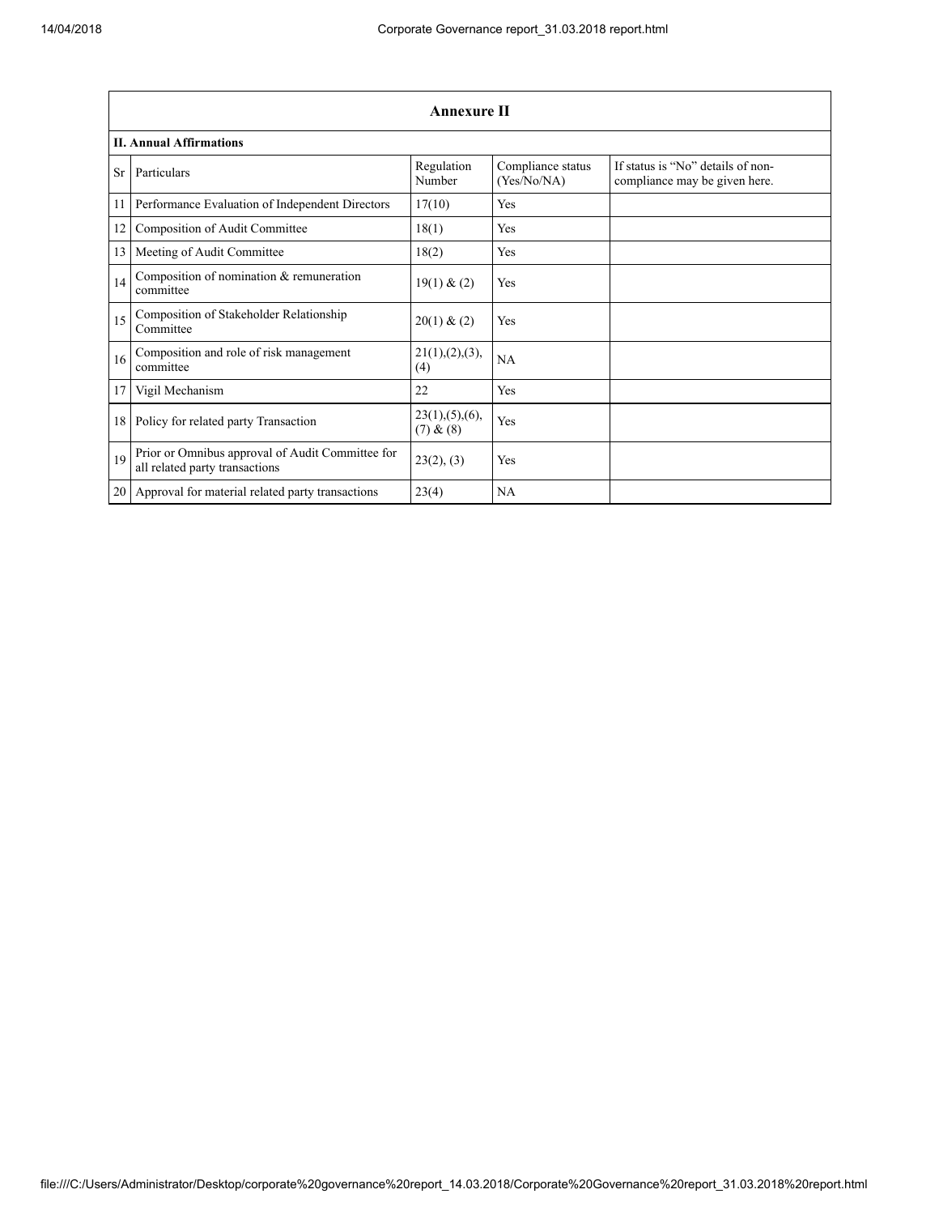## Annexure II

**II. Annual Affirmations**

| Sr | Particulars | Regulation Number | Compliance status (Yes/No/NA) | If status is "No" details of non-compliance may be given here. |
|---|---|---|---|---|
| 11 | Performance Evaluation of Independent Directors | 17(10) | Yes | |
| 12 | Composition of Audit Committee | 18(1) | Yes | |
| 13 | Meeting of Audit Committee | 18(2) | Yes | |
| 14 | Composition of nomination & remuneration committee | 19(1) & (2) | Yes | |
| 15 | Composition of Stakeholder Relationship Committee | 20(1) & (2) | Yes | |
| 16 | Composition and role of risk management committee | 21(1),(2),(3),(4) | NA | |
| 17 | Vigil Mechanism | 22 | Yes | |
| 18 | Policy for related party Transaction | 23(1),(5),(6),(7) & (8) | Yes | |
| 19 | Prior or Omnibus approval of Audit Committee for all related party transactions | 23(2), (3) | Yes | |
| 20 | Approval for material related party transactions | 23(4) | NA | |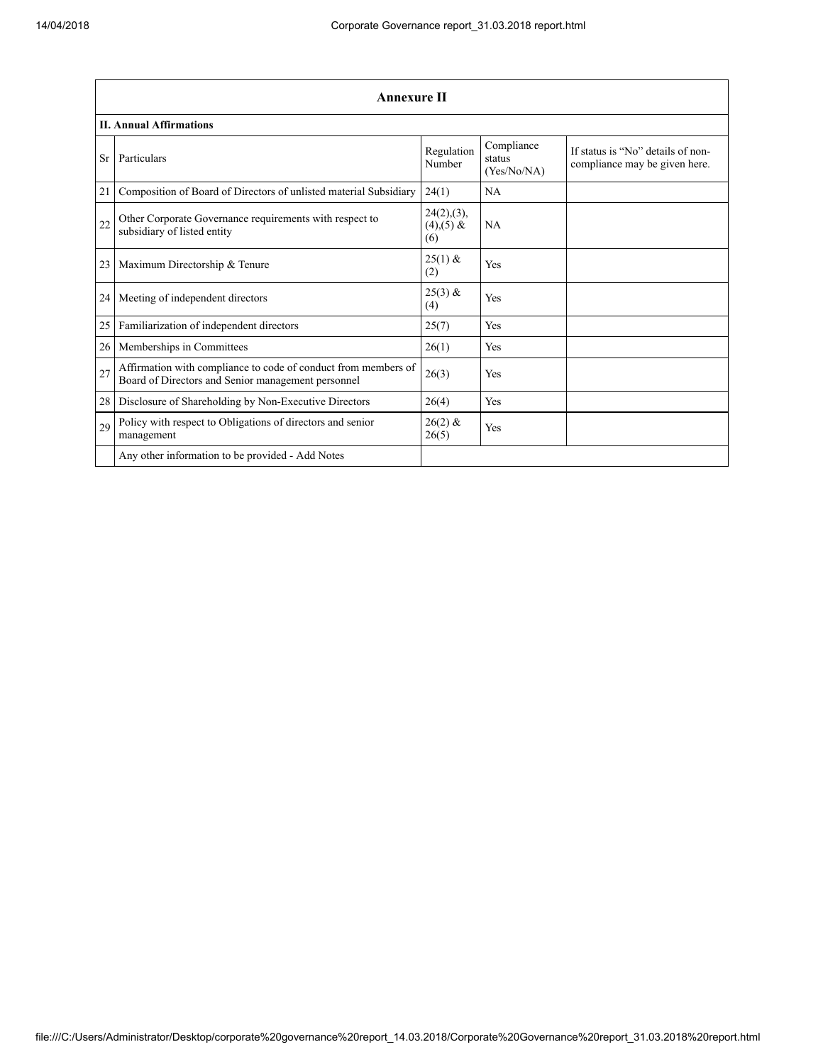| Annexure II | | | | |
|---|---|---|---|---|
| **II. Annual Affirmations** | | | | |
| Sr | Particulars | Regulation Number | Compliance status (Yes/No/NA) | If status is "No" details of non-compliance may be given here. |
| 21 | Composition of Board of Directors of unlisted material Subsidiary | 24(1) | NA | |
| 22 | Other Corporate Governance requirements with respect to subsidiary of listed entity | 24(2),(3),(4),(5) & (6) | NA | |
| 23 | Maximum Directorship & Tenure | 25(1) & (2) | Yes | |
| 24 | Meeting of independent directors | 25(3) & (4) | Yes | |
| 25 | Familiarization of independent directors | 25(7) | Yes | |
| 26 | Memberships in Committees | 26(1) | Yes | |
| 27 | Affirmation with compliance to code of conduct from members of Board of Directors and Senior management personnel | 26(3) | Yes | |
| 28 | Disclosure of Shareholding by Non-Executive Directors | 26(4) | Yes | |
| 29 | Policy with respect to Obligations of directors and senior management | 26(2) & 26(5) | Yes | |
| | Any other information to be provided - Add Notes | | | |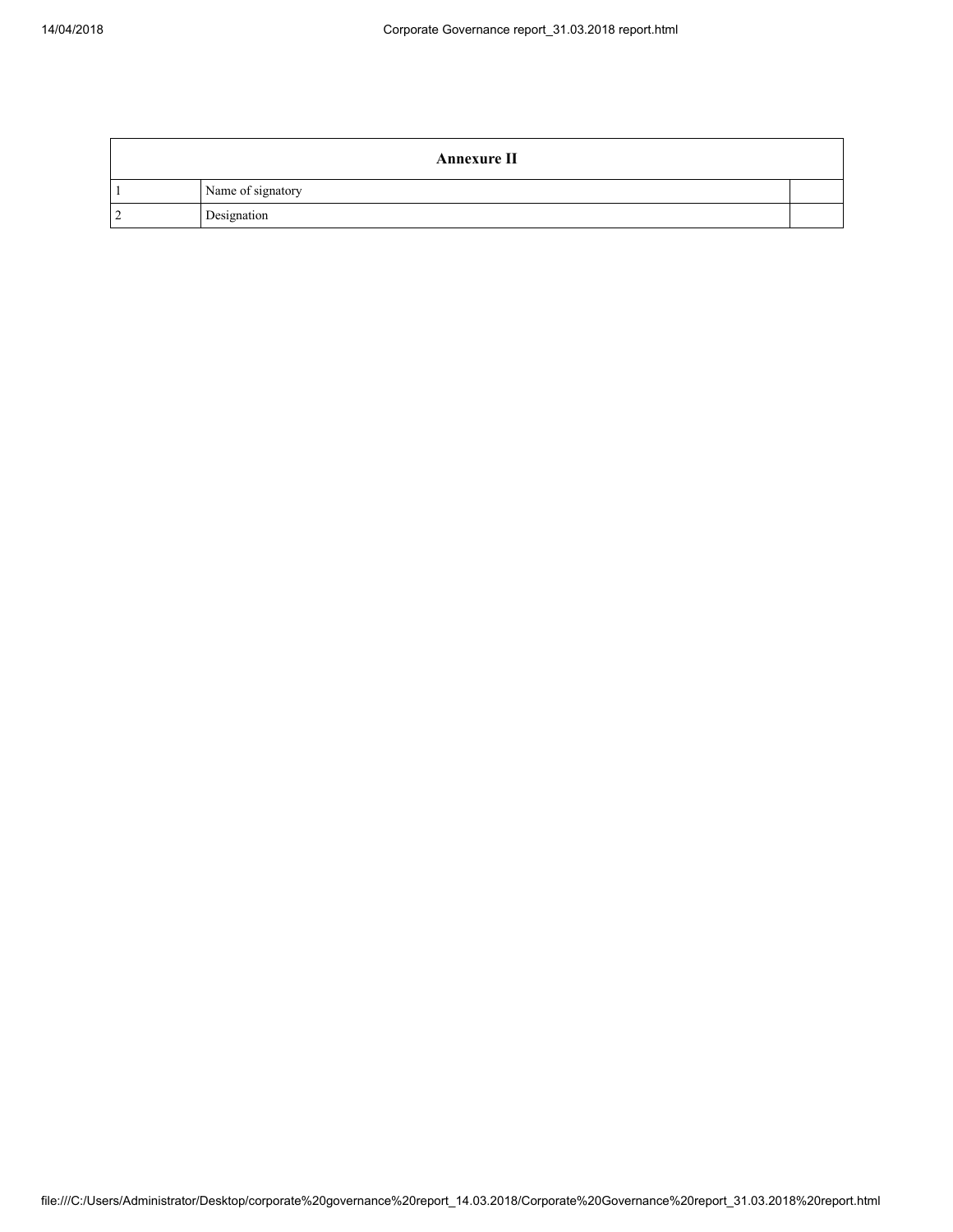| Annexure II | | |
|---|---|---|
| 1 | Name of signatory | |
| 2 | Designation | |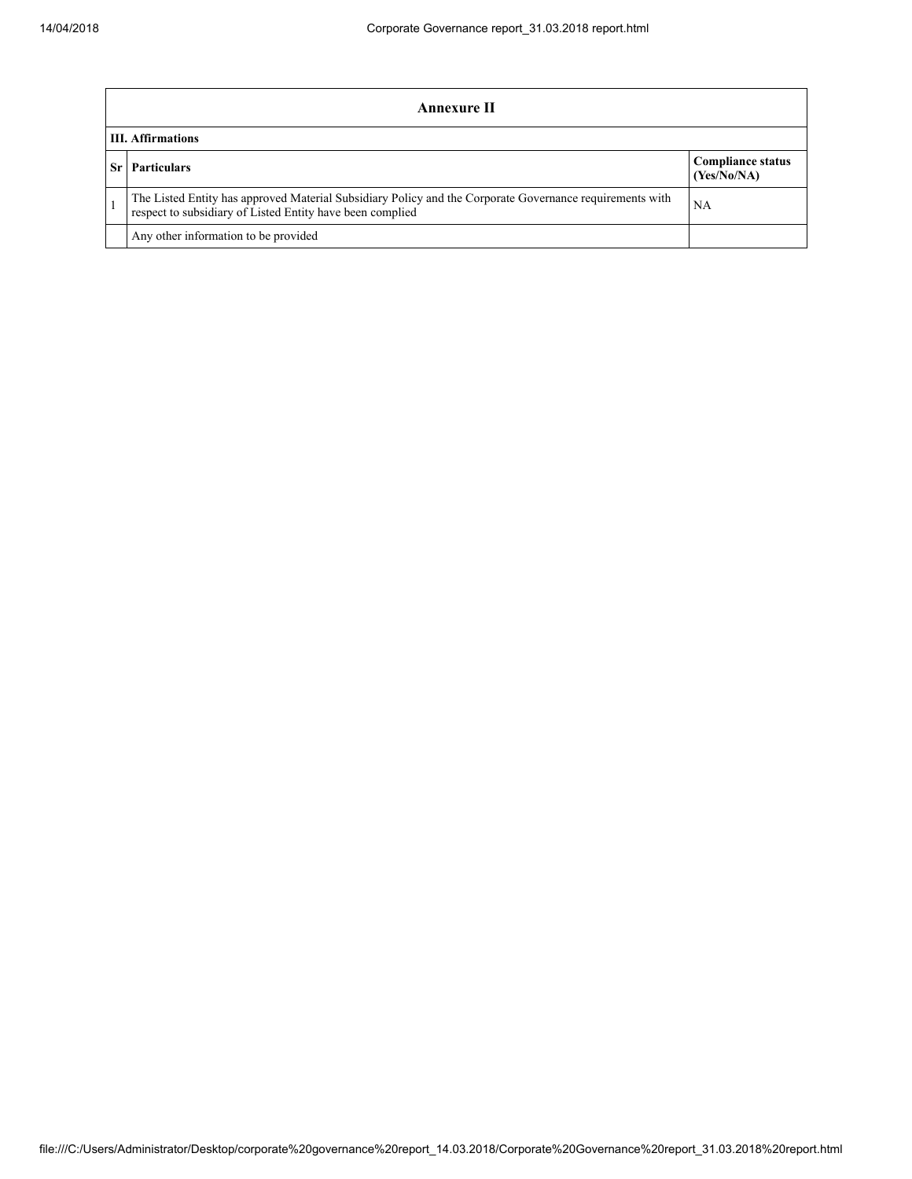| Annexure II | | |
|---|---|---|
| **III. Affirmations** | | |
| **Sr** | **Particulars** | **Compliance status (Yes/No/NA)** |
| 1 | The Listed Entity has approved Material Subsidiary Policy and the Corporate Governance requirements with respect to subsidiary of Listed Entity have been complied | NA |
| | Any other information to be provided | |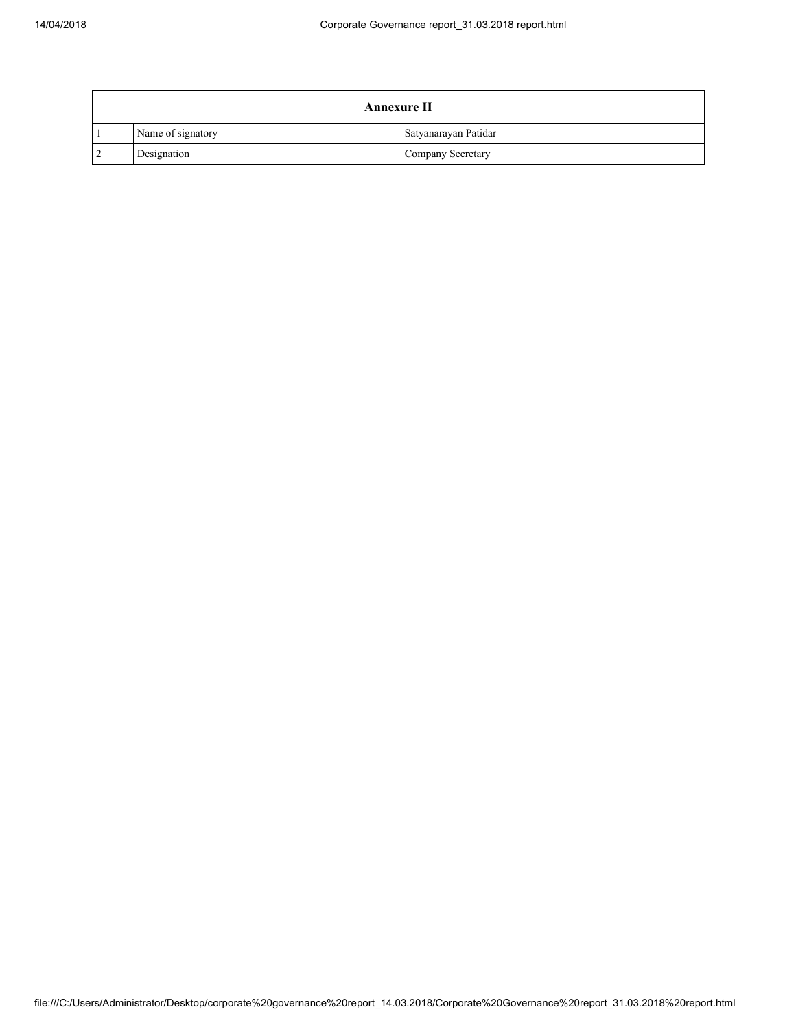| Annexure II | | |
|---|---|---|
| 1 | Name of signatory | Satyanarayan Patidar |
| 2 | Designation | Company Secretary |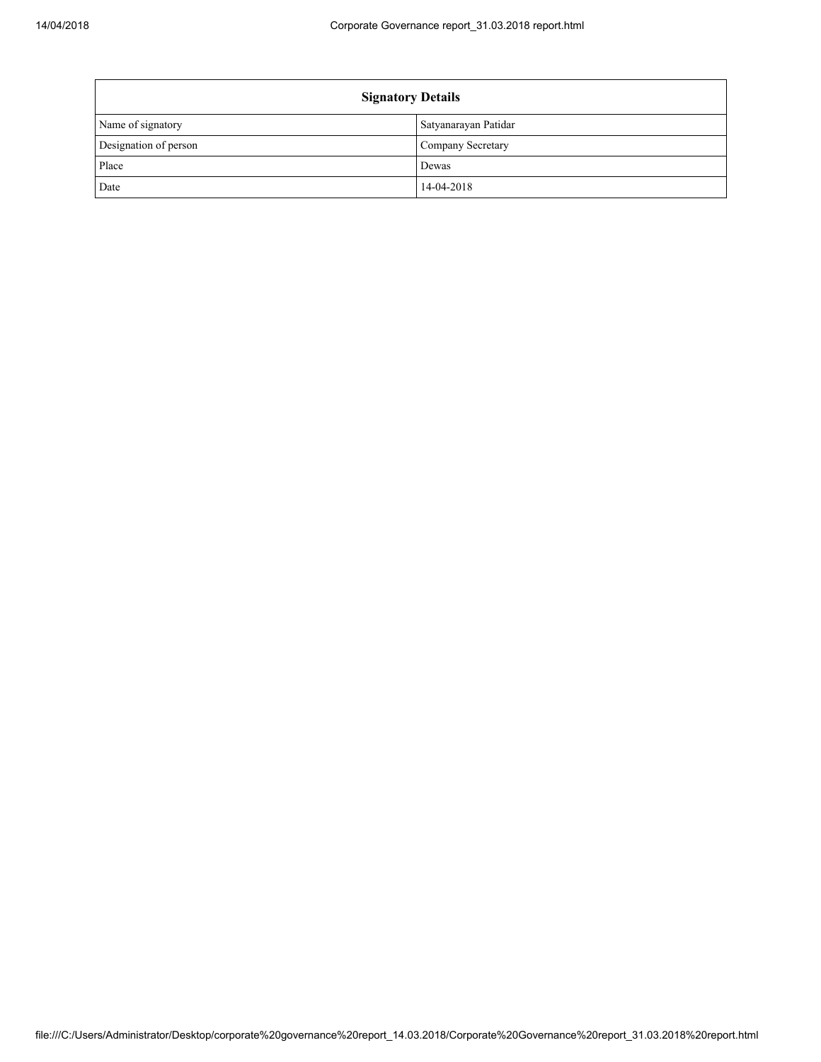| Signatory Details | |
|---|---|
| Name of signatory | Satyanarayan Patidar |
| Designation of person | Company Secretary |
| Place | Dewas |
| Date | 14-04-2018 |